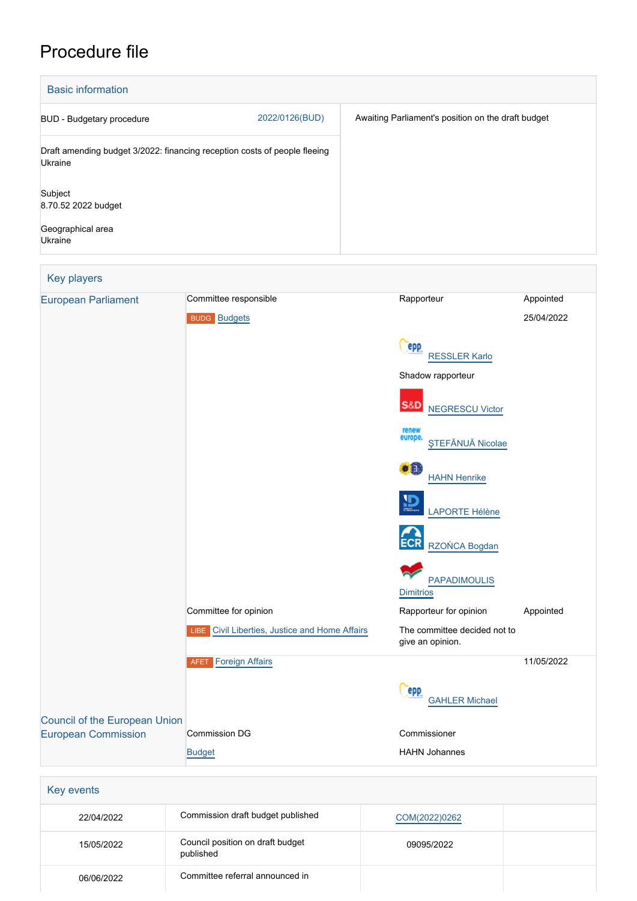# Procedure file

## Basic information

| | | |
|---|---|---|
| BUD - Budgetary procedure | 2022/0126(BUD) | Awaiting Parliament's position on the draft budget |
| Draft amending budget 3/2022: financing reception costs of people fleeing Ukraine | | |
| Subject<br>8.70.52 2022 budget | | |
| Geographical area<br>Ukraine | | |

## Key players

| | | | |
|---|---|---|---|
| European Parliament | Committee responsible | Rapporteur | Appointed |
| | BUDG Budgets | | 25/04/2022 |
| | | RESSLER Karlo | |
| | | Shadow rapporteur | |
| | | NEGRESCU Victor | |
| | | ŞTEFĂNUĂ Nicolae | |
| | | HAHN Henrike | |
| | | LAPORTE Hélène | |
| | | RZOŃCA Bogdan | |
| | | PAPADIMOULIS Dimitrios | |
| | Committee for opinion | Rapporteur for opinion | Appointed |
| | LIBE Civil Liberties, Justice and Home Affairs | The committee decided not to give an opinion. | |
| | AFET Foreign Affairs | | 11/05/2022 |
| | | GAHLER Michael | |
| Council of the European Union | | | |
| European Commission | Commission DG | Commissioner | |
| | Budget | HAHN Johannes | |

## Key events

| | | | |
|---|---|---|---|
| 22/04/2022 | Commission draft budget published | COM(2022)0262 | |
| 15/05/2022 | Council position on draft budget published | 09095/2022 | |
| 06/06/2022 | Committee referral announced in | | |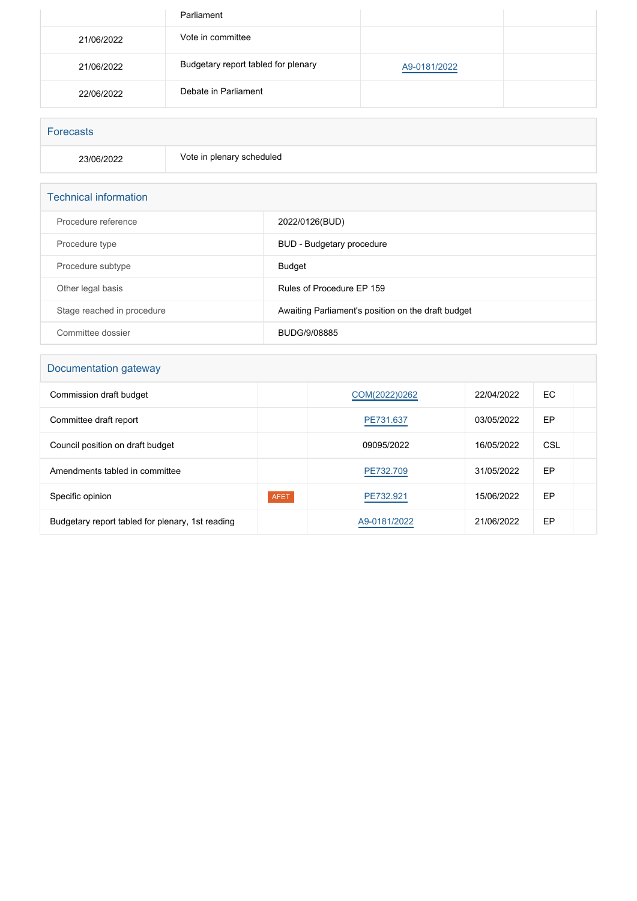| | | | |
|---|---|---|---|
| | Parliament | | |
| 21/06/2022 | Vote in committee | | |
| 21/06/2022 | Budgetary report tabled for plenary | A9-0181/2022 | |
| 22/06/2022 | Debate in Parliament | | |

## Forecasts

| | |
|---|---|
| 23/06/2022 | Vote in plenary scheduled |

## Technical information

| | |
|---|---|
| Procedure reference | 2022/0126(BUD) |
| Procedure type | BUD - Budgetary procedure |
| Procedure subtype | Budget |
| Other legal basis | Rules of Procedure EP 159 |
| Stage reached in procedure | Awaiting Parliament's position on the draft budget |
| Committee dossier | BUDG/9/08885 |

## Documentation gateway

| | | | | | |
|---|---|---|---|---|---|
| Commission draft budget | | COM(2022)0262 | 22/04/2022 | EC | |
| Committee draft report | | PE731.637 | 03/05/2022 | EP | |
| Council position on draft budget | | 09095/2022 | 16/05/2022 | CSL | |
| Amendments tabled in committee | | PE732.709 | 31/05/2022 | EP | |
| Specific opinion | AFET | PE732.921 | 15/06/2022 | EP | |
| Budgetary report tabled for plenary, 1st reading | | A9-0181/2022 | 21/06/2022 | EP | |